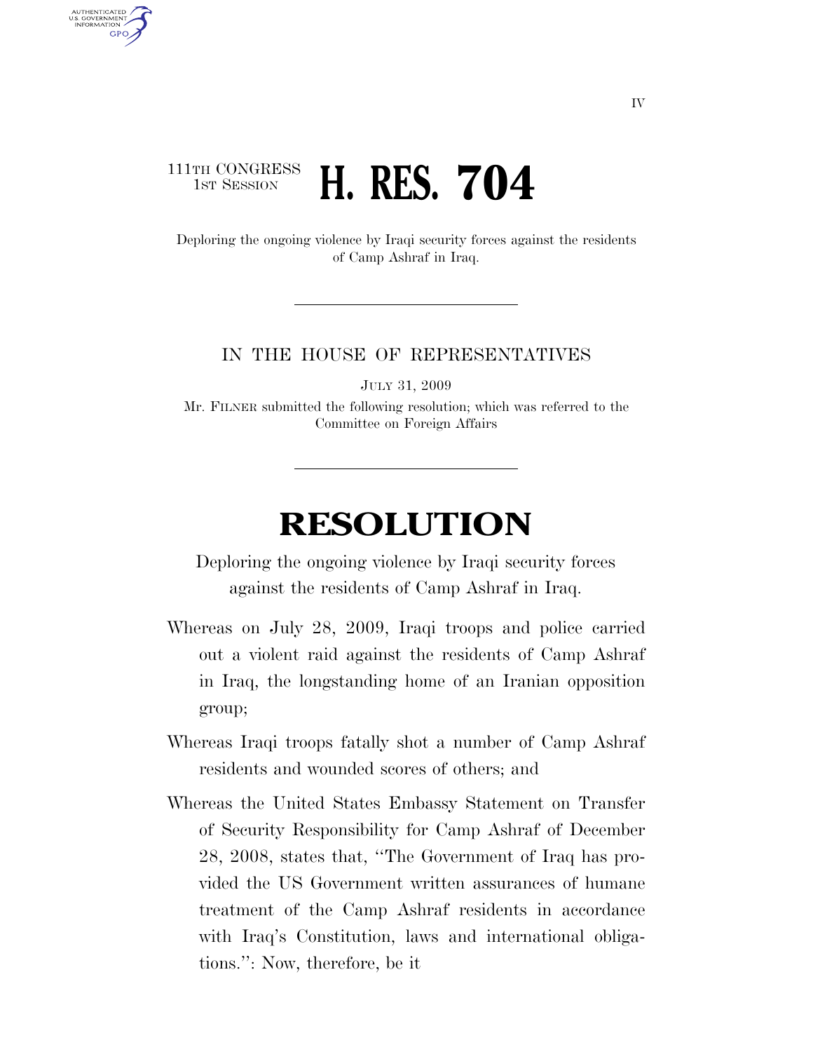111TH CONGRESS
1ST SESSION

# H. RES. 704

Deploring the ongoing violence by Iraqi security forces against the residents of Camp Ashraf in Iraq.

IN THE HOUSE OF REPRESENTATIVES

JULY 31, 2009

Mr. FILNER submitted the following resolution; which was referred to the Committee on Foreign Affairs

# RESOLUTION

Deploring the ongoing violence by Iraqi security forces against the residents of Camp Ashraf in Iraq.

Whereas on July 28, 2009, Iraqi troops and police carried out a violent raid against the residents of Camp Ashraf in Iraq, the longstanding home of an Iranian opposition group;

Whereas Iraqi troops fatally shot a number of Camp Ashraf residents and wounded scores of others; and

Whereas the United States Embassy Statement on Transfer of Security Responsibility for Camp Ashraf of December 28, 2008, states that, "The Government of Iraq has provided the US Government written assurances of humane treatment of the Camp Ashraf residents in accordance with Iraq's Constitution, laws and international obligations.": Now, therefore, be it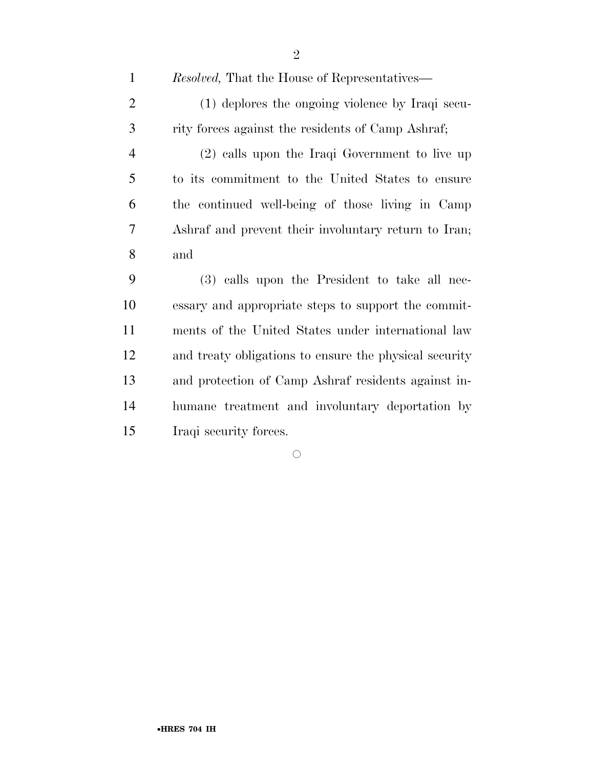*Resolved,* That the House of Representatives—

(1) deplores the ongoing violence by Iraqi security forces against the residents of Camp Ashraf;

(2) calls upon the Iraqi Government to live up to its commitment to the United States to ensure the continued well-being of those living in Camp Ashraf and prevent their involuntary return to Iran; and

(3) calls upon the President to take all necessary and appropriate steps to support the commitments of the United States under international law and treaty obligations to ensure the physical security and protection of Camp Ashraf residents against inhumane treatment and involuntary deportation by Iraqi security forces.

○